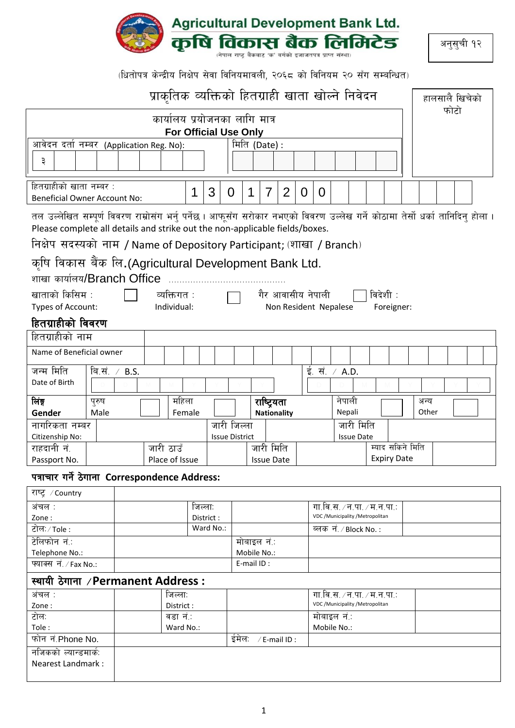**Agricultural Development Bank Ltd.**
**कृषि विकास बैंक लिमिटेड**
(नेपाल राष्ट्र बैंकबाट 'क' वर्गको इजाजतपत्र प्राप्त संस्था)

अनुसुची १२

(धितोपत्र केन्द्रीय निक्षेप सेवा विनियमावली, २०६८ को विनियम २० सँग सम्बन्धित)

# प्राकृतिक व्यक्तिको हितग्राही खाता खोल्ने निवेदन

हालसालै खिचेको फोटो

| कार्यालय प्रयोजनका लागि मात्र **For Official Use Only** | |
|---|---|
| आवेदन दर्ता नम्बर (Application Reg. No): ३ | मिति (Date) : |

| हितग्राहीको खाता नम्बर : Beneficial Owner Account No: | 1 | 3 | 0 | 1 | 7 | 2 | 0 | 0 | | | | | | | | |
|---|---|---|---|---|---|---|---|---|---|---|---|---|---|---|---|---|

तल उल्लेखित सम्पूर्ण विवरण राम्रोसंग भर्नु पर्नेछ । आफूसँग सरोकार नभएको विवरण उल्लेख गर्ने कोठामा तेर्सो धर्का तानिदिनु होला ।
Please complete all details and strike out the non-applicable fields/boxes.

निक्षेप सदस्यको नाम / Name of Depository Participant; (शाखा / Branch)

कृषि विकास बैंक लि.(Agricultural Development Bank Ltd.

शाखा कार्यालय/Branch Office ..........................................

खाताको किसिम : Types of Account: ☐ व्यक्तिगत : Individual: ☐ गैर आवासीय नेपाली Non Resident Nepalese ☐ विदेशी : Foreigner:

## हितग्राहीको विवरण

| हितग्राहीको नाम Name of Beneficial owner | | | | | |
|---|---|---|---|---|---|
| जन्म मिति Date of Birth | बि.सं. / B.S. | D D M M Y Y Y Y | ई. सं. / A.D. | D D M M Y Y Y Y | |
| लिंङ्ग **Gender** | पुरुष Male ☐ | महिला Female ☐ | **राष्ट्रियता Nationality** | नेपाली Nepali ☐ | अन्य Other ☐ |
| नागरिकता नम्बर Citizenship No: | | जारी जिल्ला Issue District | | जारी मिति Issue Date | |
| राहदानी नं. Passport No. | | जारी ठाउँ Place of Issue | | जारी मिति Issue Date | म्याद सकिने मिति Expiry Date |

### पत्राचार गर्ने ठेगाना Correspondence Address:

| राष्ट्र / Country | | | | | |
|---|---|---|---|---|---|
| अंचल : Zone : | | जिल्ला: District : | | गा.वि.स. / न.पा. / म.न.पा.: VDC /Municipality /Metropolitan | |
| टोलः / Tole : | | Ward No.: | | ब्लक नं. / Block No. : | |
| टेलिफोन नं.: Telephone No.: | | | मोबाइल नं.: Mobile No.: | | |
| फ्याक्स नं. / Fax No.: | | | E-mail ID : | | |

### स्थायी ठेगाना /Permanent Address :

| अंचल : Zone : | | जिल्ला: District : | | गा.वि.स. / न.पा. / म.न.पा.: VDC /Municipality /Metropolitan | |
|---|---|---|---|---|---|
| टोलः Tole : | | वडा नं.: Ward No.: | | मोबाइल नं.: Mobile No.: | |
| फोन नं.Phone No. | | | ईमेलः / E-mail ID : | | |
| नजिकको ल्यान्डमार्क: Nearest Landmark : | | | | | |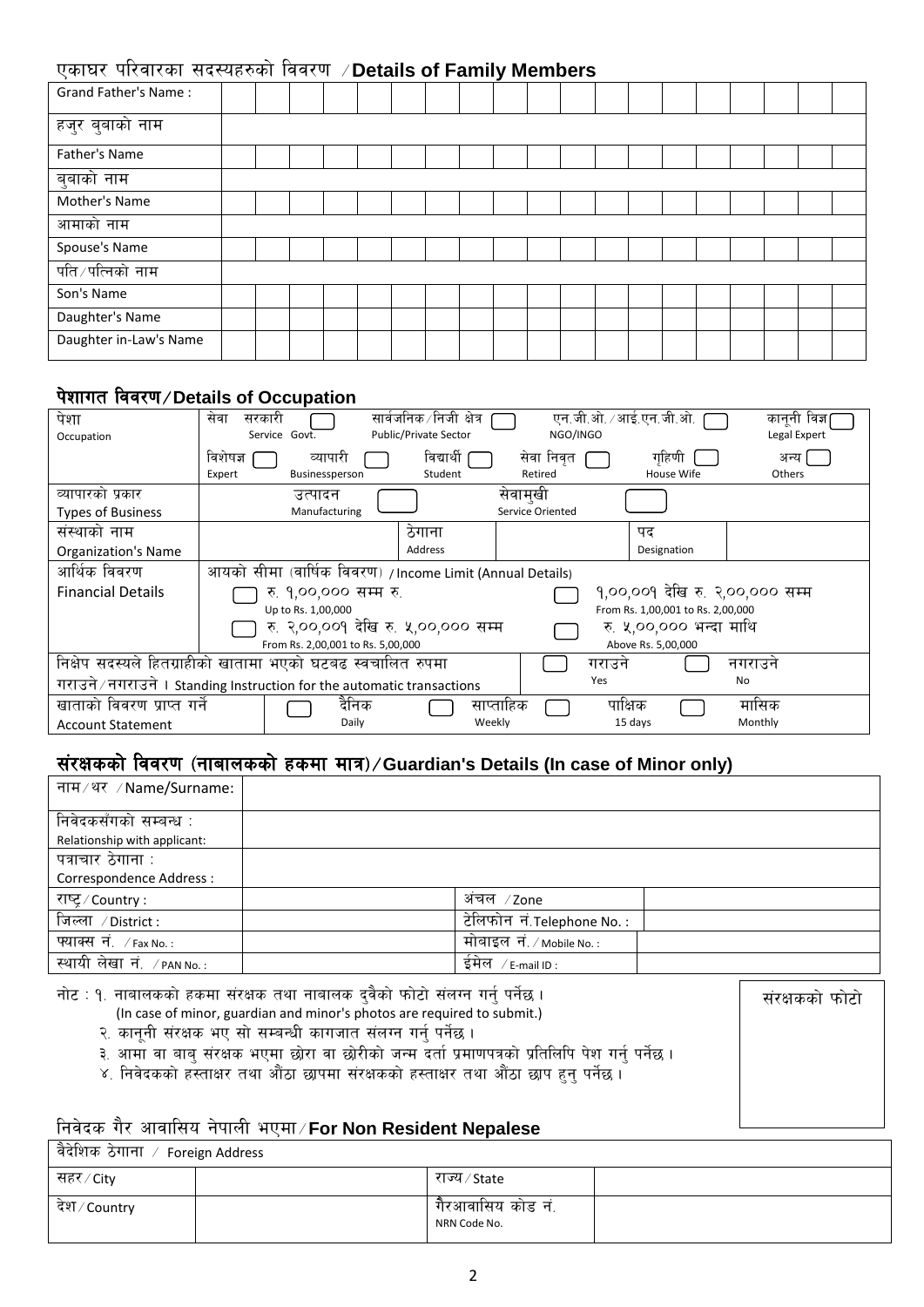## एकाघर परिवारका सदस्यहरुको विवरण / Details of Family Members

| | | | | | | | | | | | | | | | | | | |
|---|---|---|---|---|---|---|---|---|---|---|---|---|---|---|---|---|---|---|
| Grand Father's Name : | | | | | | | | | | | | | | | | | | |
| हजुर बुबाको नाम | | | | | | | | | | | | | | | | | | |
| Father's Name | | | | | | | | | | | | | | | | | | |
| बुबाको नाम | | | | | | | | | | | | | | | | | | |
| Mother's Name | | | | | | | | | | | | | | | | | | |
| आमाको नाम | | | | | | | | | | | | | | | | | | |
| Spouse's Name | | | | | | | | | | | | | | | | | | |
| पति/पत्निको नाम | | | | | | | | | | | | | | | | | | |
| Son's Name | | | | | | | | | | | | | | | | | | |
| Daughter's Name | | | | | | | | | | | | | | | | | | |
| Daughter in-Law's Name | | | | | | | | | | | | | | | | | | |

## पेशागत विवरण/Details of Occupation

| | |
|---|---|
| पेशा Occupation | सेवा सरकारी Service Govt. ☐ सार्वजनिक/निजी क्षेत्र Public/Private Sector ☐ एन.जी.ओ./आई.एन.जी.ओ. NGO/INGO ☐ कानूनी विज्ञ Legal Expert ☐ <br> विशेषज्ञ Expert ☐ व्यापारी Businessperson ☐ विद्यार्थी Student ☐ सेवा निवृत Retired ☐ गृहिणी House Wife ☐ अन्य Others ☐ |
| व्यापारको प्रकार Types of Business | उत्पादन Manufacturing ☐ सेवामुखी Service Oriented ☐ |
| संस्थाको नाम Organization's Name | ठेगाना Address ____ पद Designation ____ |
| आर्थिक विवरण Financial Details | आयको सीमा (वार्षिक विवरण) / Income Limit (Annual Details) <br> ☐ रु. १,००,००० सम्म रु. Up to Rs. 1,00,000 ☐ १,००,००१ देखि रु. २,००,००० सम्म From Rs. 1,00,001 to Rs. 2,00,000 <br> ☐ रु. २,००,००१ देखि रु. ५,००,००० सम्म From Rs. 2,00,001 to Rs. 5,00,000 ☐ रु. ५,००,००० भन्दा माथि Above Rs. 5,00,000 |
| निक्षेप सदस्यले हितग्राहीको खातामा भएको घटबढ स्वचालित रुपमा गराउने/नगराउने । Standing Instruction for the automatic transactions | ☐ गराउने Yes ☐ नगराउने No |
| खाताको विवरण प्राप्त गर्ने Account Statement | ☐ दैनिक Daily ☐ साप्ताहिक Weekly ☐ पाक्षिक 15 days ☐ मासिक Monthly |

## संरक्षकको विवरण (नाबालकको हकमा मात्र)/Guardian's Details (In case of Minor only)

| | | | |
|---|---|---|---|
| नाम/थर / Name/Surname: | | | |
| निवेदकसँगको सम्बन्ध : Relationship with applicant: | | | |
| पत्राचार ठेगाना : Correspondence Address : | | | |
| राष्ट्र/Country : | | अंचल / Zone | |
| जिल्ला / District : | | टेलिफोन नं.Telephone No. : | |
| फ्याक्स नं. / Fax No. : | | मोबाइल नं. / Mobile No. : | |
| स्थायी लेखा नं. / PAN No. : | | ईमेल / E-mail ID : | |

नोट : १. नाबालकको हकमा संरक्षक तथा नाबालक दुवैको फोटो संलग्न गर्नु पर्नेछ ।
(In case of minor, guardian and minor's photos are required to submit.)
२. कानूनी संरक्षक भए सो सम्बन्धी कागजात संलग्न गर्नु पर्नेछ ।
३. आमा वा बाबु संरक्षक भएमा छोरा वा छोरीको जन्म दर्ता प्रमाणपत्रको प्रतिलिपि पेश गर्नु पर्नेछ ।
४. निवेदकको हस्ताक्षर तथा औंठा छापमा संरक्षकको हस्ताक्षर तथा औंठा छाप हुनु पर्नेछ ।

संरक्षकको फोटो

## निवेदक गैर आवासिय नेपाली भएमा/For Non Resident Nepalese

| | | | |
|---|---|---|---|
| वैदेशिक ठेगाना / Foreign Address | | | |
| सहर/City | | राज्य/State | |
| देश/Country | | गैरआवासिय कोड नं. NRN Code No. | |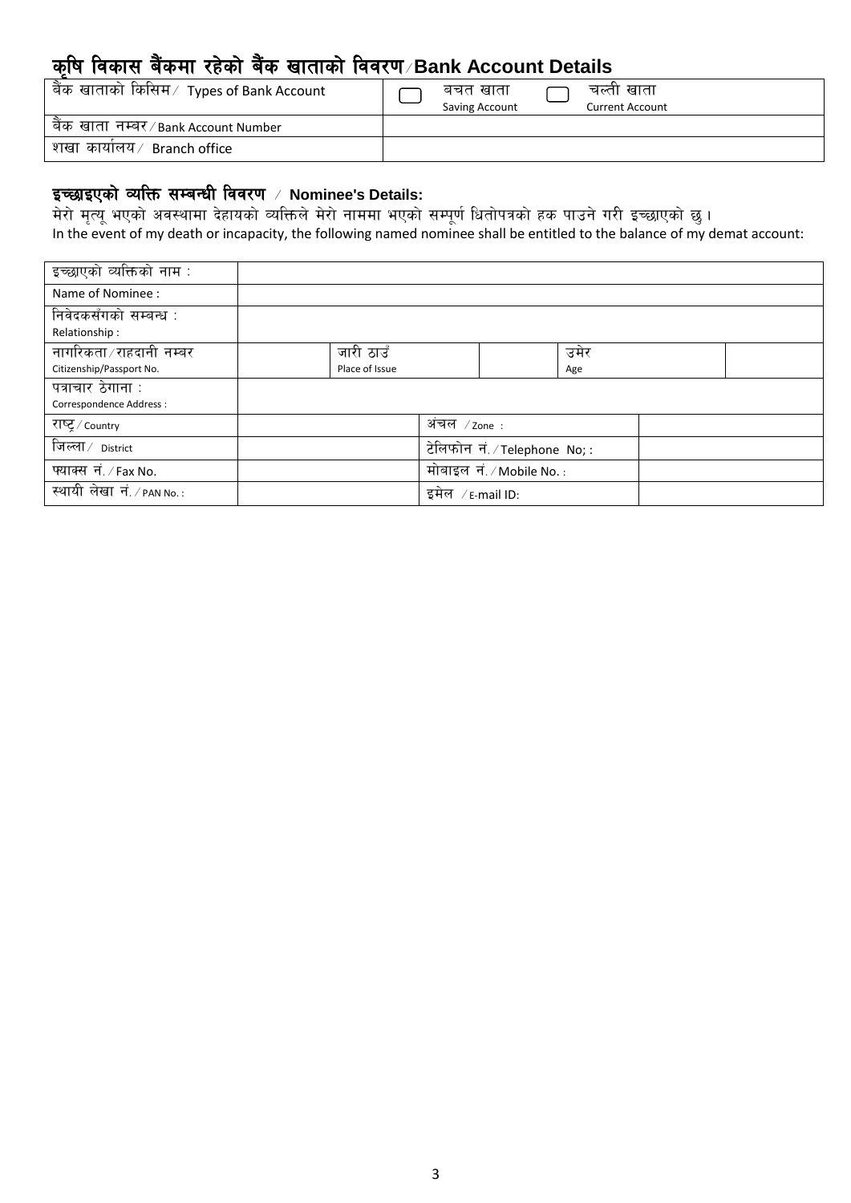## कृषि विकास बैंकमा रहेको बैंक खाताको विवरण/Bank Account Details

| बैंक खाताको किसिम/ Types of Bank Account | ☐ बचत खाता Saving Account ☐ चल्ती खाता Current Account |
|---|---|
| बैंक खाता नम्बर/Bank Account Number | |
| शखा कार्यालय/ Branch office | |

### इच्छाइएको व्यक्ति सम्बन्धी विवरण / Nominee's Details:

मेरो मृत्यू भएको अवस्थामा देहायको व्यक्तिले मेरो नाममा भएको सम्पूर्ण धितोपत्रको हक पाउने गरी इच्छाएको छु।
In the event of my death or incapacity, the following named nominee shall be entitled to the balance of my demat account:

| इच्छाएको व्यक्तिको नाम : | | | | | |
|---|---|---|---|---|---|
| Name of Nominee : | | | | | |
| निवेदकसँगको सम्बन्ध : Relationship : | | | | | |
| नागरिकता/राहदानी नम्बर Citizenship/Passport No. | | जारी ठाउँ Place of Issue | | उमेर Age | |
| पत्राचार ठेगाना : Correspondence Address : | | | | | |
| राष्ट्र/Country | | अंचल /Zone : | | | |
| जिल्ला/ District | | टेलिफोन नं./Telephone No; : | | | |
| फ्याक्स नं./Fax No. | | मोबाइल नं./Mobile No. : | | | |
| स्थायी लेखा नं./PAN No. : | | इमेल /E-mail ID: | | | |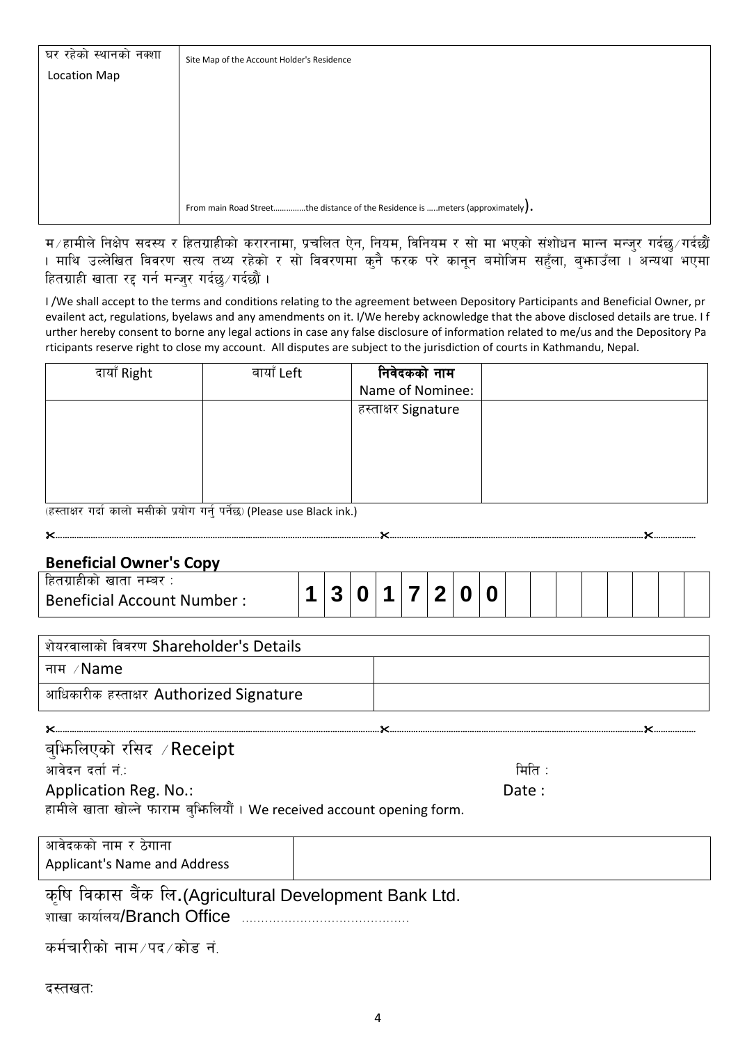| घर रहेको स्थानको नक्शा Location Map | Site Map of the Account Holder's Residence<br><br>From main Road Street…………..the distance of the Residence is …..meters (approximately). |
|---|---|

म/हामीले निक्षेप सदस्य र हितग्राहीको करारनामा, प्रचलित ऐन, नियम, विनियम र सो मा भएको संशोधन मान्न मन्जुर गर्दछु/गर्दछौं । माथि उल्लेखित विवरण सत्य तथ्य रहेको र सो विवरणमा कुनै फरक परे कानून बमोजिम सहुँला, बुझाउँला । अन्यथा भएमा हितग्राही खाता रद्द गर्न मन्जुर गर्दछु/गर्दछौं ।

I /We shall accept to the terms and conditions relating to the agreement between Depository Participants and Beneficial Owner, prevailent act, regulations, byelaws and any amendments on it. I/We hereby acknowledge that the above disclosed details are true. I further hereby consent to borne any legal actions in case any false disclosure of information related to me/us and the Depository Participants reserve right to close my account. All disputes are subject to the jurisdiction of courts in Kathmandu, Nepal.

| दायाँ Right | बायाँ Left | **निवेदकको नाम** Name of Nominee: | |
|---|---|---|---|
| | | हस्ताक्षर Signature | |

(हस्ताक्षर गर्दा कालो मसीको प्रयोग गर्नु पर्नेछ) (Please use Black ink.)

---

## Beneficial Owner's Copy

| हितग्राहीको खाता नम्बर : Beneficial Account Number : | 1 | 3 | 0 | 1 | 7 | 2 | 0 | 0 | | | | | | | | |
|---|---|---|---|---|---|---|---|---|---|---|---|---|---|---|---|---|

| शेयरवालाको विवरण Shareholder's Details | |
|---|---|
| नाम /Name | |
| आधिकारीक हस्ताक्षर Authorized Signature | |

---

## बुझिलिएको रसिद /Receipt

आवेदन दर्ता नं.: Application Reg. No.:

मिति : Date :

हामीले खाता खोल्ने फाराम बुझिलियौं । We received account opening form.

| आवेदकको नाम र ठेगाना Applicant's Name and Address | |
|---|---|

कृषि विकास बैंक लि.(Agricultural Development Bank Ltd.

शाखा कार्यालय/Branch Office ……………………………………

कर्मचारीको नाम/पद/कोड नं.

दस्तखत: